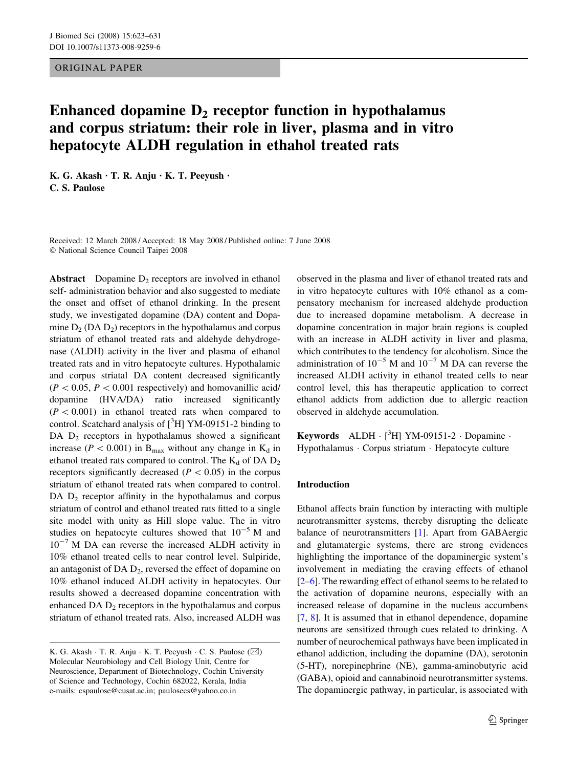ORIGINAL PAPER

# Enhanced dopamine $D_2$ receptor function in hypothalamus and corpus striatum: their role in liver, plasma and in vitro hepatocyte ALDH regulation in ethahol treated rats

K. G. Akash · T. R. Anju · K. T. Peeyush · C. S. Paulose

Received: 12 March 2008 / Accepted: 18 May 2008 / Published online: 7 June 2008
© National Science Council Taipei 2008

**Abstract** Dopamine $D_2$ receptors are involved in ethanol self- administration behavior and also suggested to mediate the onset and offset of ethanol drinking. In the present study, we investigated dopamine (DA) content and Dopamine $D_2$ (DA $D_2$) receptors in the hypothalamus and corpus striatum of ethanol treated rats and aldehyde dehydrogenase (ALDH) activity in the liver and plasma of ethanol treated rats and in vitro hepatocyte cultures. Hypothalamic and corpus striatal DA content decreased significantly ($P < 0.05$, $P < 0.001$ respectively) and homovanillic acid/dopamine (HVA/DA) ratio increased significantly ($P < 0.001$) in ethanol treated rats when compared to control. Scatchard analysis of [$^3$H] YM-09151-2 binding to DA $D_2$ receptors in hypothalamus showed a significant increase ($P < 0.001$) in $B_{max}$ without any change in $K_d$ in ethanol treated rats compared to control. The $K_d$ of DA $D_2$ receptors significantly decreased ($P < 0.05$) in the corpus striatum of ethanol treated rats when compared to control. DA $D_2$ receptor affinity in the hypothalamus and corpus striatum of control and ethanol treated rats fitted to a single site model with unity as Hill slope value. The in vitro studies on hepatocyte cultures showed that $10^{-5}$ M and $10^{-7}$ M DA can reverse the increased ALDH activity in 10% ethanol treated cells to near control level. Sulpiride, an antagonist of DA $D_2$, reversed the effect of dopamine on 10% ethanol induced ALDH activity in hepatocytes. Our results showed a decreased dopamine concentration with enhanced DA $D_2$ receptors in the hypothalamus and corpus striatum of ethanol treated rats. Also, increased ALDH was observed in the plasma and liver of ethanol treated rats and in vitro hepatocyte cultures with 10% ethanol as a compensatory mechanism for increased aldehyde production due to increased dopamine metabolism. A decrease in dopamine concentration in major brain regions is coupled with an increase in ALDH activity in liver and plasma, which contributes to the tendency for alcoholism. Since the administration of $10^{-5}$ M and $10^{-7}$ M DA can reverse the increased ALDH activity in ethanol treated cells to near control level, this has therapeutic application to correct ethanol addicts from addiction due to allergic reaction observed in aldehyde accumulation.

**Keywords** ALDH · [$^3$H] YM-09151-2 · Dopamine · Hypothalamus · Corpus striatum · Hepatocyte culture

K. G. Akash · T. R. Anju · K. T. Peeyush · C. S. Paulose (✉)
Molecular Neurobiology and Cell Biology Unit, Centre for Neuroscience, Department of Biotechnology, Cochin University of Science and Technology, Cochin 682022, Kerala, India
e-mails: cspaulose@cusat.ac.in; paulosecs@yahoo.co.in

## Introduction

Ethanol affects brain function by interacting with multiple neurotransmitter systems, thereby disrupting the delicate balance of neurotransmitters [1]. Apart from GABAergic and glutamatergic systems, there are strong evidences highlighting the importance of the dopaminergic system's involvement in mediating the craving effects of ethanol [2–6]. The rewarding effect of ethanol seems to be related to the activation of dopamine neurons, especially with an increased release of dopamine in the nucleus accumbens [7, 8]. It is assumed that in ethanol dependence, dopamine neurons are sensitized through cues related to drinking. A number of neurochemical pathways have been implicated in ethanol addiction, including the dopamine (DA), serotonin (5-HT), norepinephrine (NE), gamma-aminobutyric acid (GABA), opioid and cannabinoid neurotransmitter systems. The dopaminergic pathway, in particular, is associated with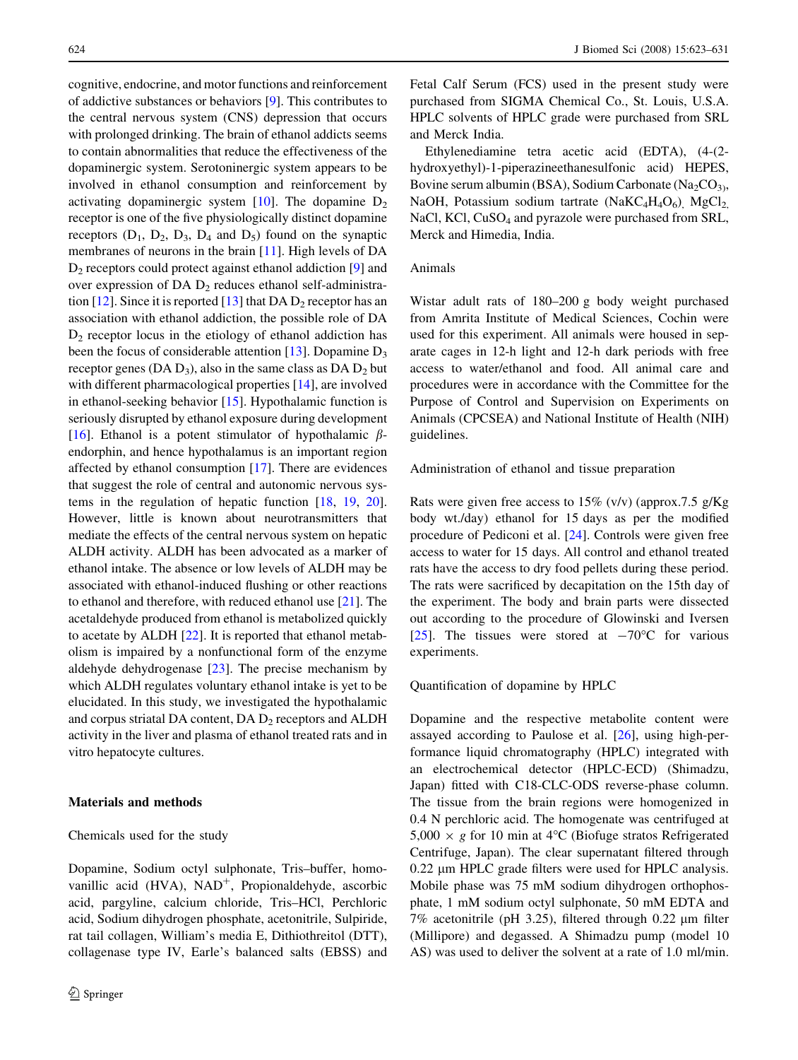cognitive, endocrine, and motor functions and reinforcement of addictive substances or behaviors [9]. This contributes to the central nervous system (CNS) depression that occurs with prolonged drinking. The brain of ethanol addicts seems to contain abnormalities that reduce the effectiveness of the dopaminergic system. Serotoninergic system appears to be involved in ethanol consumption and reinforcement by activating dopaminergic system [10]. The dopamine $D_2$ receptor is one of the five physiologically distinct dopamine receptors ($D_1$, $D_2$, $D_3$, $D_4$ and $D_5$) found on the synaptic membranes of neurons in the brain [11]. High levels of DA $D_2$ receptors could protect against ethanol addiction [9] and over expression of DA $D_2$ reduces ethanol self-administration [12]. Since it is reported [13] that DA $D_2$ receptor has an association with ethanol addiction, the possible role of DA $D_2$ receptor locus in the etiology of ethanol addiction has been the focus of considerable attention [13]. Dopamine $D_3$ receptor genes (DA $D_3$), also in the same class as DA $D_2$ but with different pharmacological properties [14], are involved in ethanol-seeking behavior [15]. Hypothalamic function is seriously disrupted by ethanol exposure during development [16]. Ethanol is a potent stimulator of hypothalamic $\beta$-endorphin, and hence hypothalamus is an important region affected by ethanol consumption [17]. There are evidences that suggest the role of central and autonomic nervous systems in the regulation of hepatic function [18, 19, 20]. However, little is known about neurotransmitters that mediate the effects of the central nervous system on hepatic ALDH activity. ALDH has been advocated as a marker of ethanol intake. The absence or low levels of ALDH may be associated with ethanol-induced flushing or other reactions to ethanol and therefore, with reduced ethanol use [21]. The acetaldehyde produced from ethanol is metabolized quickly to acetate by ALDH [22]. It is reported that ethanol metabolism is impaired by a nonfunctional form of the enzyme aldehyde dehydrogenase [23]. The precise mechanism by which ALDH regulates voluntary ethanol intake is yet to be elucidated. In this study, we investigated the hypothalamic and corpus striatal DA content, DA $D_2$ receptors and ALDH activity in the liver and plasma of ethanol treated rats and in vitro hepatocyte cultures.

## Materials and methods

### Chemicals used for the study

Dopamine, Sodium octyl sulphonate, Tris–buffer, homovanillic acid (HVA), $NAD^+$, Propionaldehyde, ascorbic acid, pargyline, calcium chloride, Tris–HCl, Perchloric acid, Sodium dihydrogen phosphate, acetonitrile, Sulpiride, rat tail collagen, William's media E, Dithiothreitol (DTT), collagenase type IV, Earle's balanced salts (EBSS) and Fetal Calf Serum (FCS) used in the present study were purchased from SIGMA Chemical Co., St. Louis, U.S.A. HPLC solvents of HPLC grade were purchased from SRL and Merck India.

Ethylenediamine tetra acetic acid (EDTA), (4-(2-hydroxyethyl)-1-piperazineethanesulfonic acid) HEPES, Bovine serum albumin (BSA), Sodium Carbonate ($Na_2CO_3$), NaOH, Potassium sodium tartrate ($NaKC_4H_4O_6$), $MgCl_2$, NaCl, KCl, $CuSO_4$ and pyrazole were purchased from SRL, Merck and Himedia, India.

### Animals

Wistar adult rats of 180–200 g body weight purchased from Amrita Institute of Medical Sciences, Cochin were used for this experiment. All animals were housed in separate cages in 12-h light and 12-h dark periods with free access to water/ethanol and food. All animal care and procedures were in accordance with the Committee for the Purpose of Control and Supervision on Experiments on Animals (CPCSEA) and National Institute of Health (NIH) guidelines.

### Administration of ethanol and tissue preparation

Rats were given free access to 15% (v/v) (approx.7.5 g/Kg body wt./day) ethanol for 15 days as per the modified procedure of Pediconi et al. [24]. Controls were given free access to water for 15 days. All control and ethanol treated rats have the access to dry food pellets during these period. The rats were sacrificed by decapitation on the 15th day of the experiment. The body and brain parts were dissected out according to the procedure of Glowinski and Iversen [25]. The tissues were stored at −70°C for various experiments.

### Quantification of dopamine by HPLC

Dopamine and the respective metabolite content were assayed according to Paulose et al. [26], using high-performance liquid chromatography (HPLC) integrated with an electrochemical detector (HPLC-ECD) (Shimadzu, Japan) fitted with C18-CLC-ODS reverse-phase column. The tissue from the brain regions were homogenized in 0.4 N perchloric acid. The homogenate was centrifuged at 5,000 × g for 10 min at 4°C (Biofuge stratos Refrigerated Centrifuge, Japan). The clear supernatant filtered through 0.22 µm HPLC grade filters were used for HPLC analysis. Mobile phase was 75 mM sodium dihydrogen orthophosphate, 1 mM sodium octyl sulphonate, 50 mM EDTA and 7% acetonitrile (pH 3.25), filtered through 0.22 µm filter (Millipore) and degassed. A Shimadzu pump (model 10 AS) was used to deliver the solvent at a rate of 1.0 ml/min.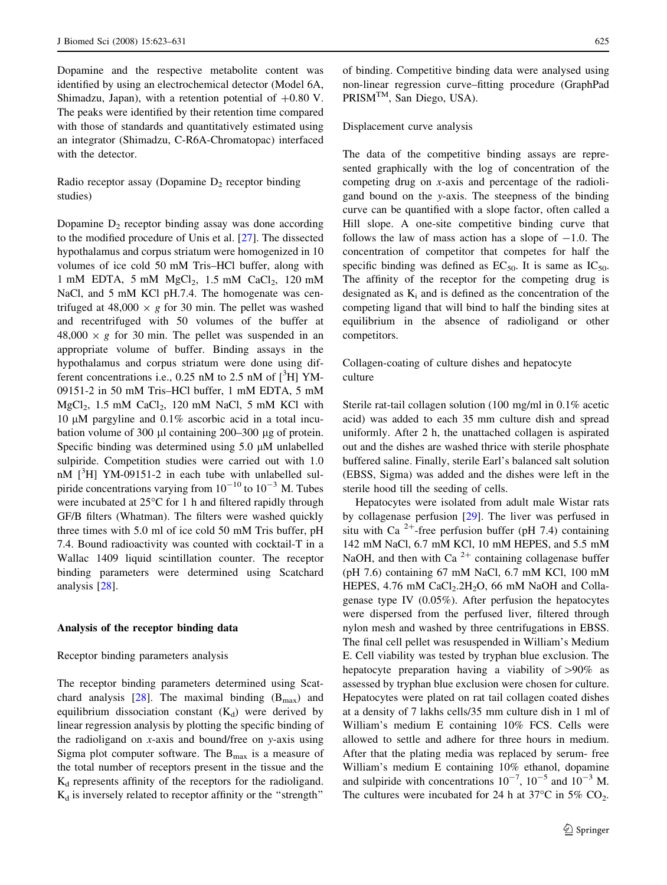Dopamine and the respective metabolite content was identified by using an electrochemical detector (Model 6A, Shimadzu, Japan), with a retention potential of +0.80 V. The peaks were identified by their retention time compared with those of standards and quantitatively estimated using an integrator (Shimadzu, C-R6A-Chromatopac) interfaced with the detector.

Radio receptor assay (Dopamine $D_2$ receptor binding studies)

Dopamine $D_2$ receptor binding assay was done according to the modified procedure of Unis et al. [27]. The dissected hypothalamus and corpus striatum were homogenized in 10 volumes of ice cold 50 mM Tris–HCl buffer, along with 1 mM EDTA, 5 mM $MgCl_2$, 1.5 mM $CaCl_2$, 120 mM NaCl, and 5 mM KCl pH.7.4. The homogenate was centrifuged at 48,000 × *g* for 30 min. The pellet was washed and recentrifuged with 50 volumes of the buffer at 48,000 × *g* for 30 min. The pellet was suspended in an appropriate volume of buffer. Binding assays in the hypothalamus and corpus striatum were done using different concentrations i.e., 0.25 nM to 2.5 nM of [$^3$H] YM-09151-2 in 50 mM Tris–HCl buffer, 1 mM EDTA, 5 mM $MgCl_2$, 1.5 mM $CaCl_2$, 120 mM NaCl, 5 mM KCl with 10 μM pargyline and 0.1% ascorbic acid in a total incubation volume of 300 μl containing 200–300 μg of protein. Specific binding was determined using 5.0 μM unlabelled sulpiride. Competition studies were carried out with 1.0 nM [$^3$H] YM-09151-2 in each tube with unlabelled sulpiride concentrations varying from $10^{-10}$ to $10^{-3}$ M. Tubes were incubated at 25°C for 1 h and filtered rapidly through GF/B filters (Whatman). The filters were washed quickly three times with 5.0 ml of ice cold 50 mM Tris buffer, pH 7.4. Bound radioactivity was counted with cocktail-T in a Wallac 1409 liquid scintillation counter. The receptor binding parameters were determined using Scatchard analysis [28].

## Analysis of the receptor binding data

Receptor binding parameters analysis

The receptor binding parameters determined using Scatchard analysis [28]. The maximal binding ($B_{max}$) and equilibrium dissociation constant ($K_d$) were derived by linear regression analysis by plotting the specific binding of the radioligand on *x*-axis and bound/free on *y*-axis using Sigma plot computer software. The $B_{max}$ is a measure of the total number of receptors present in the tissue and the $K_d$ represents affinity of the receptors for the radioligand. $K_d$ is inversely related to receptor affinity or the "strength" of binding. Competitive binding data were analysed using non-linear regression curve–fitting procedure (GraphPad PRISM™, San Diego, USA).

Displacement curve analysis

The data of the competitive binding assays are represented graphically with the log of concentration of the competing drug on *x*-axis and percentage of the radioligand bound on the *y*-axis. The steepness of the binding curve can be quantified with a slope factor, often called a Hill slope. A one-site competitive binding curve that follows the law of mass action has a slope of −1.0. The concentration of competitor that competes for half the specific binding was defined as $EC_{50}$. It is same as $IC_{50}$. The affinity of the receptor for the competing drug is designated as $K_i$ and is defined as the concentration of the competing ligand that will bind to half the binding sites at equilibrium in the absence of radioligand or other competitors.

Collagen-coating of culture dishes and hepatocyte culture

Sterile rat-tail collagen solution (100 mg/ml in 0.1% acetic acid) was added to each 35 mm culture dish and spread uniformly. After 2 h, the unattached collagen is aspirated out and the dishes are washed thrice with sterile phosphate buffered saline. Finally, sterile Earl's balanced salt solution (EBSS, Sigma) was added and the dishes were left in the sterile hood till the seeding of cells.

Hepatocytes were isolated from adult male Wistar rats by collagenase perfusion [29]. The liver was perfused in situ with $Ca^{2+}$-free perfusion buffer (pH 7.4) containing 142 mM NaCl, 6.7 mM KCl, 10 mM HEPES, and 5.5 mM NaOH, and then with $Ca^{2+}$ containing collagenase buffer (pH 7.6) containing 67 mM NaCl, 6.7 mM KCl, 100 mM HEPES, 4.76 mM $CaCl_2.2H_2O$, 66 mM NaOH and Collagenase type IV (0.05%). After perfusion the hepatocytes were dispersed from the perfused liver, filtered through nylon mesh and washed by three centrifugations in EBSS. The final cell pellet was resuspended in William's Medium E. Cell viability was tested by tryphan blue exclusion. The hepatocyte preparation having a viability of >90% as assessed by tryphan blue exclusion were chosen for culture. Hepatocytes were plated on rat tail collagen coated dishes at a density of 7 lakhs cells/35 mm culture dish in 1 ml of William's medium E containing 10% FCS. Cells were allowed to settle and adhere for three hours in medium. After that the plating media was replaced by serum- free William's medium E containing 10% ethanol, dopamine and sulpiride with concentrations $10^{-7}$, $10^{-5}$ and $10^{-3}$ M. The cultures were incubated for 24 h at 37°C in 5% $CO_2$.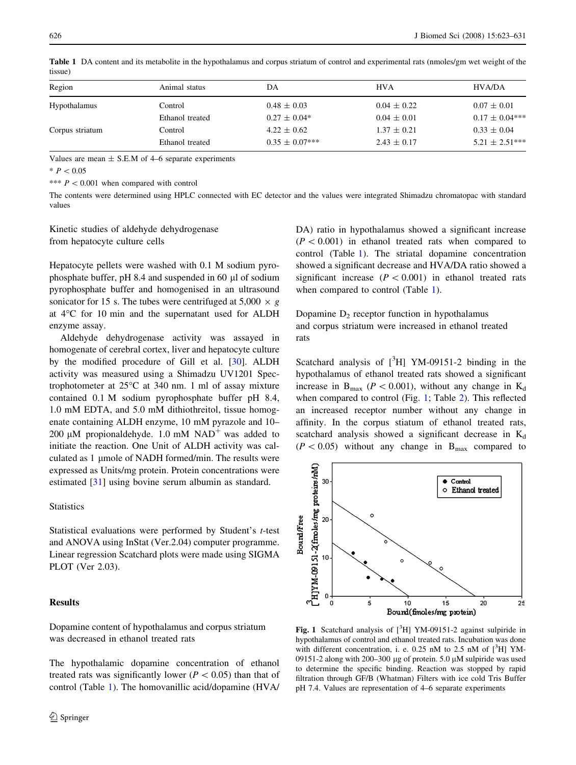**Table 1** DA content and its metabolite in the hypothalamus and corpus striatum of control and experimental rats (nmoles/gm wet weight of the tissue)

| Region | Animal status | DA | HVA | HVA/DA |
|---|---|---|---|---|
| Hypothalamus | Control | 0.48 ± 0.03 | 0.04 ± 0.22 | 0.07 ± 0.01 |
| | Ethanol treated | 0.27 ± 0.04* | 0.04 ± 0.01 | 0.17 ± 0.04*** |
| Corpus striatum | Control | 4.22 ± 0.62 | 1.37 ± 0.21 | 0.33 ± 0.04 |
| | Ethanol treated | 0.35 ± 0.07*** | 2.43 ± 0.17 | 5.21 ± 2.51*** |

Values are mean ± S.E.M of 4–6 separate experiments

* $P < 0.05$

*** $P < 0.001$ when compared with control

The contents were determined using HPLC connected with EC detector and the values were integrated Shimadzu chromatopac with standard values

### Kinetic studies of aldehyde dehydrogenase from hepatocyte culture cells

Hepatocyte pellets were washed with 0.1 M sodium pyrophosphate buffer, pH 8.4 and suspended in 60 µl of sodium pyrophosphate buffer and homogenised in an ultrasound sonicator for 15 s. The tubes were centrifuged at 5,000 × g at 4°C for 10 min and the supernatant used for ALDH enzyme assay.

Aldehyde dehydrogenase activity was assayed in homogenate of cerebral cortex, liver and hepatocyte culture by the modified procedure of Gill et al. [30]. ALDH activity was measured using a Shimadzu UV1201 Spectrophotometer at 25°C at 340 nm. 1 ml of assay mixture contained 0.1 M sodium pyrophosphate buffer pH 8.4, 1.0 mM EDTA, and 5.0 mM dithiothreitol, tissue homogenate containing ALDH enzyme, 10 mM pyrazole and 10–200 µM propionaldehyde. 1.0 mM $NAD^+$ was added to initiate the reaction. One Unit of ALDH activity was calculated as 1 µmole of NADH formed/min. The results were expressed as Units/mg protein. Protein concentrations were estimated [31] using bovine serum albumin as standard.

### Statistics

Statistical evaluations were performed by Student's *t*-test and ANOVA using InStat (Ver.2.04) computer programme. Linear regression Scatchard plots were made using SIGMA PLOT (Ver 2.03).

## Results

### Dopamine content of hypothalamus and corpus striatum was decreased in ethanol treated rats

The hypothalamic dopamine concentration of ethanol treated rats was significantly lower ($P < 0.05$) than that of control (Table 1). The homovanillic acid/dopamine (HVA/DA) ratio in hypothalamus showed a significant increase ($P < 0.001$) in ethanol treated rats when compared to control (Table 1). The striatal dopamine concentration showed a significant decrease and HVA/DA ratio showed a significant increase ($P < 0.001$) in ethanol treated rats when compared to control (Table 1).

### Dopamine $D_2$ receptor function in hypothalamus and corpus striatum were increased in ethanol treated rats

Scatchard analysis of [$^3$H] YM-09151-2 binding in the hypothalamus of ethanol treated rats showed a significant increase in $B_{max}$ ($P < 0.001$), without any change in $K_d$ when compared to control (Fig. 1; Table 2). This reflected an increased receptor number without any change in affinity. In the corpus stiatum of ethanol treated rats, scatchard analysis showed a significant decrease in $K_d$ ($P < 0.05$) without any change in $B_{max}$ compared to

**Fig. 1** Scatchard analysis of [$^3$H] YM-09151-2 against sulpiride in hypothalamus of control and ethanol treated rats. Incubation was done with different concentration, i. e. 0.25 nM to 2.5 nM of [$^3$H] YM-09151-2 along with 200–300 µg of protein. 5.0 µM sulpiride was used to determine the specific binding. Reaction was stopped by rapid filtration through GF/B (Whatman) Filters with ice cold Tris Buffer pH 7.4. Values are representation of 4–6 separate experiments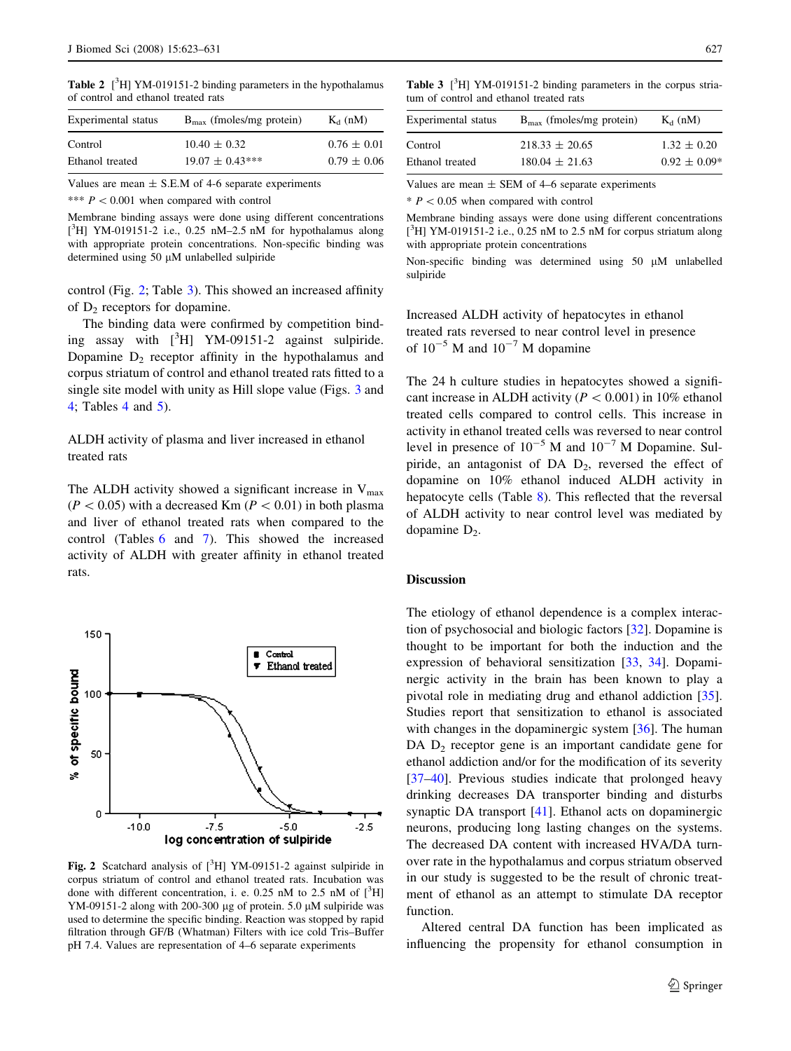**Table 2** [$^3$H] YM-019151-2 binding parameters in the hypothalamus of control and ethanol treated rats

| Experimental status | $B_{max}$ (fmoles/mg protein) | $K_d$ (nM) |
|---|---|---|
| Control | 10.40 ± 0.32 | 0.76 ± 0.01 |
| Ethanol treated | 19.07 ± 0.43*** | 0.79 ± 0.06 |

Values are mean ± S.E.M of 4-6 separate experiments

*** $P < 0.001$ when compared with control

Membrane binding assays were done using different concentrations [$^3$H] YM-019151-2 i.e., 0.25 nM–2.5 nM for hypothalamus along with appropriate protein concentrations. Non-specific binding was determined using 50 μM unlabelled sulpiride

control (Fig. 2; Table 3). This showed an increased affinity of $D_2$ receptors for dopamine.

The binding data were confirmed by competition binding assay with [$^3$H] YM-09151-2 against sulpiride. Dopamine $D_2$ receptor affinity in the hypothalamus and corpus striatum of control and ethanol treated rats fitted to a single site model with unity as Hill slope value (Figs. 3 and 4; Tables 4 and 5).

### ALDH activity of plasma and liver increased in ethanol treated rats

The ALDH activity showed a significant increase in $V_{max}$ ($P < 0.05$) with a decreased Km ($P < 0.01$) in both plasma and liver of ethanol treated rats when compared to the control (Tables 6 and 7). This showed the increased activity of ALDH with greater affinity in ethanol treated rats.

**Fig. 2** Scatchard analysis of [$^3$H] YM-09151-2 against sulpiride in corpus striatum of control and ethanol treated rats. Incubation was done with different concentration, i. e. 0.25 nM to 2.5 nM of [$^3$H] YM-09151-2 along with 200-300 μg of protein. 5.0 μM sulpiride was used to determine the specific binding. Reaction was stopped by rapid filtration through GF/B (Whatman) Filters with ice cold Tris–Buffer pH 7.4. Values are representation of 4–6 separate experiments

**Table 3** [$^3$H] YM-019151-2 binding parameters in the corpus striatum of control and ethanol treated rats

| Experimental status | $B_{max}$ (fmoles/mg protein) | $K_d$ (nM) |
|---|---|---|
| Control | 218.33 ± 20.65 | 1.32 ± 0.20 |
| Ethanol treated | 180.04 ± 21.63 | 0.92 ± 0.09* |

Values are mean ± SEM of 4–6 separate experiments

* $P < 0.05$ when compared with control

Membrane binding assays were done using different concentrations [$^3$H] YM-019151-2 i.e., 0.25 nM to 2.5 nM for corpus striatum along with appropriate protein concentrations

Non-specific binding was determined using 50 μM unlabelled sulpiride

### Increased ALDH activity of hepatocytes in ethanol treated rats reversed to near control level in presence of $10^{-5}$ M and $10^{-7}$ M dopamine

The 24 h culture studies in hepatocytes showed a significant increase in ALDH activity ($P < 0.001$) in 10% ethanol treated cells compared to control cells. This increase in activity in ethanol treated cells was reversed to near control level in presence of $10^{-5}$ M and $10^{-7}$ M Dopamine. Sulpiride, an antagonist of DA $D_2$, reversed the effect of dopamine on 10% ethanol induced ALDH activity in hepatocyte cells (Table 8). This reflected that the reversal of ALDH activity to near control level was mediated by dopamine $D_2$.

## Discussion

The etiology of ethanol dependence is a complex interaction of psychosocial and biologic factors [32]. Dopamine is thought to be important for both the induction and the expression of behavioral sensitization [33, 34]. Dopaminergic activity in the brain has been known to play a pivotal role in mediating drug and ethanol addiction [35]. Studies report that sensitization to ethanol is associated with changes in the dopaminergic system [36]. The human DA $D_2$ receptor gene is an important candidate gene for ethanol addiction and/or for the modification of its severity [37–40]. Previous studies indicate that prolonged heavy drinking decreases DA transporter binding and disturbs synaptic DA transport [41]. Ethanol acts on dopaminergic neurons, producing long lasting changes on the systems. The decreased DA content with increased HVA/DA turnover rate in the hypothalamus and corpus striatum observed in our study is suggested to be the result of chronic treatment of ethanol as an attempt to stimulate DA receptor function.

Altered central DA function has been implicated as influencing the propensity for ethanol consumption in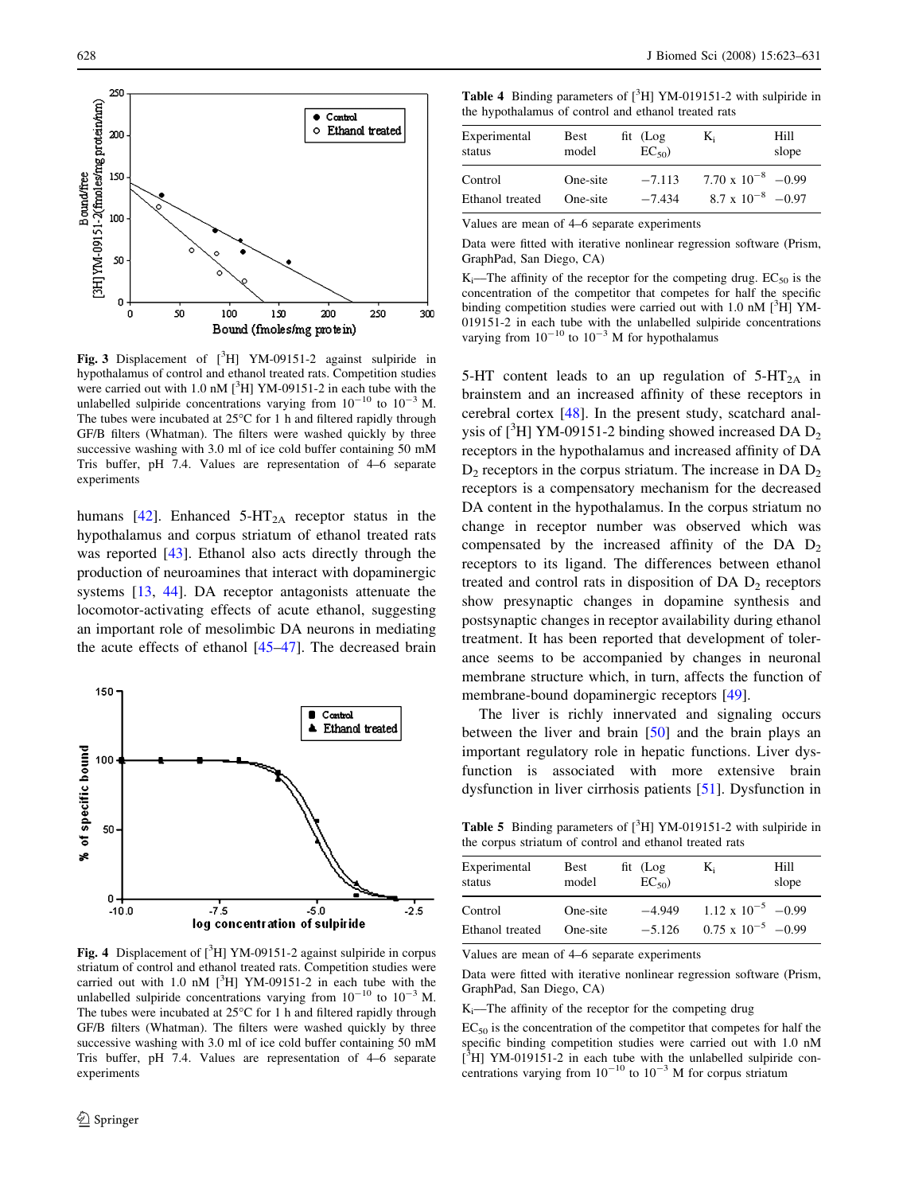Fig. 3 Displacement of [$^3$H] YM-09151-2 against sulpiride in hypothalamus of control and ethanol treated rats. Competition studies were carried out with 1.0 nM [$^3$H] YM-09151-2 in each tube with the unlabelled sulpiride concentrations varying from $10^{-10}$ to $10^{-3}$ M. The tubes were incubated at 25°C for 1 h and filtered rapidly through GF/B filters (Whatman). The filters were washed quickly by three successive washing with 3.0 ml of ice cold buffer containing 50 mM Tris buffer, pH 7.4. Values are representation of 4–6 separate experiments

humans [42]. Enhanced 5-$HT_{2A}$ receptor status in the hypothalamus and corpus striatum of ethanol treated rats was reported [43]. Ethanol also acts directly through the production of neuroamines that interact with dopaminergic systems [13, 44]. DA receptor antagonists attenuate the locomotor-activating effects of acute ethanol, suggesting an important role of mesolimbic DA neurons in mediating the acute effects of ethanol [45–47]. The decreased brain 5-HT content leads to an up regulation of 5-$HT_{2A}$ in brainstem and an increased affinity of these receptors in cerebral cortex [48]. In the present study, scatchard analysis of [$^3$H] YM-09151-2 binding showed increased DA $D_2$ receptors in the hypothalamus and increased affinity of DA $D_2$ receptors in the corpus striatum. The increase in DA $D_2$ receptors is a compensatory mechanism for the decreased DA content in the hypothalamus. In the corpus striatum no change in receptor number was observed which was compensated by the increased affinity of the DA $D_2$ receptors to its ligand. The differences between ethanol treated and control rats in disposition of DA $D_2$ receptors show presynaptic changes in dopamine synthesis and postsynaptic changes in receptor availability during ethanol treatment. It has been reported that development of tolerance seems to be accompanied by changes in neuronal membrane structure which, in turn, affects the function of membrane-bound dopaminergic receptors [49].

The liver is richly innervated and signaling occurs between the liver and brain [50] and the brain plays an important regulatory role in hepatic functions. Liver dysfunction is associated with more extensive brain dysfunction in liver cirrhosis patients [51]. Dysfunction in

Fig. 4 Displacement of [$^3$H] YM-09151-2 against sulpiride in corpus striatum of control and ethanol treated rats. Competition studies were carried out with 1.0 nM [$^3$H] YM-09151-2 in each tube with the unlabelled sulpiride concentrations varying from $10^{-10}$ to $10^{-3}$ M. The tubes were incubated at 25°C for 1 h and filtered rapidly through GF/B filters (Whatman). The filters were washed quickly by three successive washing with 3.0 ml of ice cold buffer containing 50 mM Tris buffer, pH 7.4. Values are representation of 4–6 separate experiments

Table 4 Binding parameters of [$^3$H] YM-019151-2 with sulpiride in the hypothalamus of control and ethanol treated rats

| Experimental status | Best fit model | (Log $EC_{50}$) | $K_i$ | Hill slope |
|---|---|---|---|---|
| Control | One-site | −7.113 | 7.70 x $10^{-8}$ | −0.99 |
| Ethanol treated | One-site | −7.434 | 8.7 x $10^{-8}$ | −0.97 |

Values are mean of 4–6 separate experiments

Data were fitted with iterative nonlinear regression software (Prism, GraphPad, San Diego, CA)

$K_i$—The affinity of the receptor for the competing drug. $EC_{50}$ is the concentration of the competitor that competes for half the specific binding competition studies were carried out with 1.0 nM [$^3$H] YM-019151-2 in each tube with the unlabelled sulpiride concentrations varying from $10^{-10}$ to $10^{-3}$ M for hypothalamus

Table 5 Binding parameters of [$^3$H] YM-019151-2 with sulpiride in the corpus striatum of control and ethanol treated rats

| Experimental status | Best fit model | (Log $EC_{50}$) | $K_i$ | Hill slope |
|---|---|---|---|---|
| Control | One-site | −4.949 | 1.12 x $10^{-5}$ | −0.99 |
| Ethanol treated | One-site | −5.126 | 0.75 x $10^{-5}$ | −0.99 |

Values are mean of 4–6 separate experiments

Data were fitted with iterative nonlinear regression software (Prism, GraphPad, San Diego, CA)

$K_i$—The affinity of the receptor for the competing drug

$EC_{50}$ is the concentration of the competitor that competes for half the specific binding competition studies were carried out with 1.0 nM [$^3$H] YM-019151-2 in each tube with the unlabelled sulpiride concentrations varying from $10^{-10}$ to $10^{-3}$ M for corpus striatum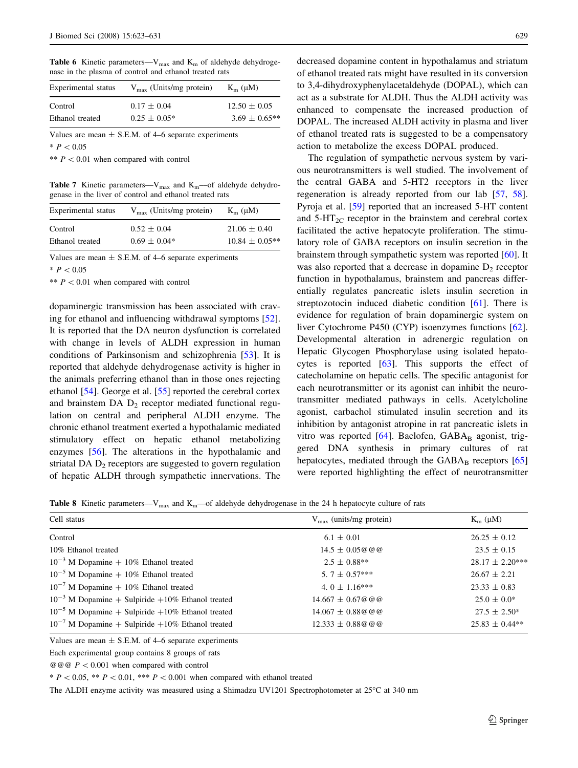**Table 6** Kinetic parameters—$V_{max}$ and $K_m$ of aldehyde dehydrogenase in the plasma of control and ethanol treated rats

| Experimental status | $V_{max}$ (Units/mg protein) | $K_m$ (μM) |
|---|---|---|
| Control | 0.17 ± 0.04 | 12.50 ± 0.05 |
| Ethanol treated | 0.25 ± 0.05* | 3.69 ± 0.65** |

Values are mean ± S.E.M. of 4–6 separate experiments

* $P < 0.05$

** $P < 0.01$ when compared with control

**Table 7** Kinetic parameters—$V_{max}$ and $K_m$—of aldehyde dehydrogenase in the liver of control and ethanol treated rats

| Experimental status | $V_{max}$ (Units/mg protein) | $K_m$ (μM) |
|---|---|---|
| Control | 0.52 ± 0.04 | 21.06 ± 0.40 |
| Ethanol treated | 0.69 ± 0.04* | 10.84 ± 0.05** |

Values are mean ± S.E.M. of 4–6 separate experiments

* $P < 0.05$

** $P < 0.01$ when compared with control

dopaminergic transmission has been associated with craving for ethanol and influencing withdrawal symptoms [52]. It is reported that the DA neuron dysfunction is correlated with change in levels of ALDH expression in human conditions of Parkinsonism and schizophrenia [53]. It is reported that aldehyde dehydrogenase activity is higher in the animals preferring ethanol than in those ones rejecting ethanol [54]. George et al. [55] reported the cerebral cortex and brainstem DA $D_2$ receptor mediated functional regulation on central and peripheral ALDH enzyme. The chronic ethanol treatment exerted a hypothalamic mediated stimulatory effect on hepatic ethanol metabolizing enzymes [56]. The alterations in the hypothalamic and striatal DA $D_2$ receptors are suggested to govern regulation of hepatic ALDH through sympathetic innervations. The decreased dopamine content in hypothalamus and striatum of ethanol treated rats might have resulted in its conversion to 3,4-dihydroxyphenylacetaldehyde (DOPAL), which can act as a substrate for ALDH. Thus the ALDH activity was enhanced to compensate the increased production of DOPAL. The increased ALDH activity in plasma and liver of ethanol treated rats is suggested to be a compensatory action to metabolize the excess DOPAL produced.

The regulation of sympathetic nervous system by various neurotransmitters is well studied. The involvement of the central GABA and 5-HT2 receptors in the liver regeneration is already reported from our lab [57, 58]. Pyroja et al. [59] reported that an increased 5-HT content and 5-$HT_{2C}$ receptor in the brainstem and cerebral cortex facilitated the active hepatocyte proliferation. The stimulatory role of GABA receptors on insulin secretion in the brainstem through sympathetic system was reported [60]. It was also reported that a decrease in dopamine $D_2$ receptor function in hypothalamus, brainstem and pancreas differentially regulates pancreatic islets insulin secretion in streptozotocin induced diabetic condition [61]. There is evidence for regulation of brain dopaminergic system on liver Cytochrome P450 (CYP) isoenzymes functions [62]. Developmental alteration in adrenergic regulation on Hepatic Glycogen Phosphorylase using isolated hepatocytes is reported [63]. This supports the effect of catecholamine on hepatic cells. The specific antagonist for each neurotransmitter or its agonist can inhibit the neurotransmitter mediated pathways in cells. Acetylcholine agonist, carbachol stimulated insulin secretion and its inhibition by antagonist atropine in rat pancreatic islets in vitro was reported [64]. Baclofen, $GABA_B$ agonist, triggered DNA synthesis in primary cultures of rat hepatocytes, mediated through the $GABA_B$ receptors [65] were reported highlighting the effect of neurotransmitter

**Table 8** Kinetic parameters—$V_{max}$ and $K_m$—of aldehyde dehydrogenase in the 24 h hepatocyte culture of rats

| Cell status | $V_{max}$ (units/mg protein) | $K_m$ (μM) |
|---|---|---|
| Control | 6.1 ± 0.01 | 26.25 ± 0.12 |
| 10% Ethanol treated | 14.5 ± 0.05@@@ | 23.5 ± 0.15 |
| $10^{-3}$ M Dopamine + 10% Ethanol treated | 2.5 ± 0.88** | 28.17 ± 2.20*** |
| $10^{-5}$ M Dopamine + 10% Ethanol treated | 5. 7 ± 0.57*** | 26.67 ± 2.21 |
| $10^{-7}$ M Dopamine + 10% Ethanol treated | 4. 0 ± 1.16*** | 23.33 ± 0.83 |
| $10^{-3}$ M Dopamine + Sulpiride +10% Ethanol treated | 14.667 ± 0.67@@@ | 25.0 ± 0.0* |
| $10^{-5}$ M Dopamine + Sulpiride +10% Ethanol treated | 14.067 ± 0.88@@@ | 27.5 ± 2.50* |
| $10^{-7}$ M Dopamine + Sulpiride +10% Ethanol treated | 12.333 ± 0.88@@@ | 25.83 ± 0.44** |

Values are mean ± S.E.M. of 4–6 separate experiments

Each experimental group contains 8 groups of rats

@@@ $P < 0.001$ when compared with control

* $P < 0.05$, ** $P < 0.01$, *** $P < 0.001$ when compared with ethanol treated

The ALDH enzyme activity was measured using a Shimadzu UV1201 Spectrophotometer at 25°C at 340 nm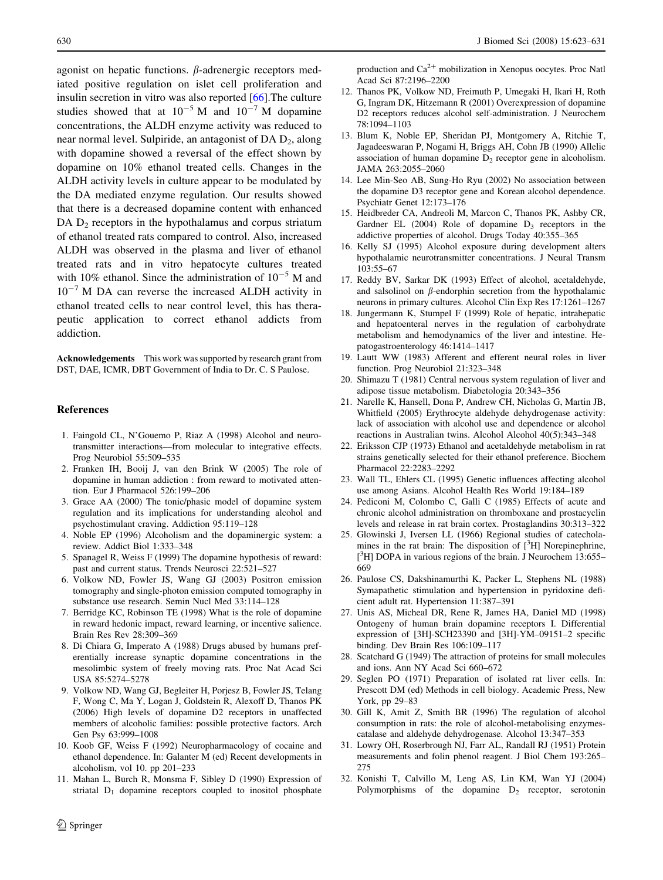agonist on hepatic functions. β-adrenergic receptors mediated positive regulation on islet cell proliferation and insulin secretion in vitro was also reported [66].The culture studies showed that at $10^{-5}$ M and $10^{-7}$ M dopamine concentrations, the ALDH enzyme activity was reduced to near normal level. Sulpiride, an antagonist of DA $D_2$, along with dopamine showed a reversal of the effect shown by dopamine on 10% ethanol treated cells. Changes in the ALDH activity levels in culture appear to be modulated by the DA mediated enzyme regulation. Our results showed that there is a decreased dopamine content with enhanced DA $D_2$ receptors in the hypothalamus and corpus striatum of ethanol treated rats compared to control. Also, increased ALDH was observed in the plasma and liver of ethanol treated rats and in vitro hepatocyte cultures treated with 10% ethanol. Since the administration of $10^{-5}$ M and $10^{-7}$ M DA can reverse the increased ALDH activity in ethanol treated cells to near control level, this has therapeutic application to correct ethanol addicts from addiction.

**Acknowledgements** This work was supported by research grant from DST, DAE, ICMR, DBT Government of India to Dr. C. S Paulose.

## References

1. Faingold CL, N'Gouemo P, Riaz A (1998) Alcohol and neurotransmitter interactions—from molecular to integrative effects. Prog Neurobiol 55:509–535
2. Franken IH, Booij J, van den Brink W (2005) The role of dopamine in human addiction : from reward to motivated attention. Eur J Pharmacol 526:199–206
3. Grace AA (2000) The tonic/phasic model of dopamine system regulation and its implications for understanding alcohol and psychostimulant craving. Addiction 95:119–128
4. Noble EP (1996) Alcoholism and the dopaminergic system: a review. Addict Biol 1:333–348
5. Spanagel R, Weiss F (1999) The dopamine hypothesis of reward: past and current status. Trends Neurosci 22:521–527
6. Volkow ND, Fowler JS, Wang GJ (2003) Positron emission tomography and single-photon emission computed tomography in substance use research. Semin Nucl Med 33:114–128
7. Berridge KC, Robinson TE (1998) What is the role of dopamine in reward hedonic impact, reward learning, or incentive salience. Brain Res Rev 28:309–369
8. Di Chiara G, Imperato A (1988) Drugs abused by humans preferentially increase synaptic dopamine concentrations in the mesolimbic system of freely moving rats. Proc Nat Acad Sci USA 85:5274–5278
9. Volkow ND, Wang GJ, Begleiter H, Porjesz B, Fowler JS, Telang F, Wong C, Ma Y, Logan J, Goldstein R, Alexoff D, Thanos PK (2006) High levels of dopamine D2 receptors in unaffected members of alcoholic families: possible protective factors. Arch Gen Psy 63:999–1008
10. Koob GF, Weiss F (1992) Neuropharmacology of cocaine and ethanol dependence. In: Galanter M (ed) Recent developments in alcoholism, vol 10. pp 201–233
11. Mahan L, Burch R, Monsma F, Sibley D (1990) Expression of striatal $D_1$ dopamine receptors coupled to inositol phosphate production and $Ca^{2+}$ mobilization in Xenopus oocytes. Proc Natl Acad Sci 87:2196–2200
12. Thanos PK, Volkow ND, Freimuth P, Umegaki H, Ikari H, Roth G, Ingram DK, Hitzemann R (2001) Overexpression of dopamine D2 receptors reduces alcohol self-administration. J Neurochem 78:1094–1103
13. Blum K, Noble EP, Sheridan PJ, Montgomery A, Ritchie T, Jagadeeswaran P, Nogami H, Briggs AH, Cohn JB (1990) Allelic association of human dopamine $D_2$ receptor gene in alcoholism. JAMA 263:2055–2060
14. Lee Min-Seo AB, Sung-Ho Ryu (2002) No association between the dopamine D3 receptor gene and Korean alcohol dependence. Psychiatr Genet 12:173–176
15. Heidbreder CA, Andreoli M, Marcon C, Thanos PK, Ashby CR, Gardner EL (2004) Role of dopamine $D_3$ receptors in the addictive properties of alcohol. Drugs Today 40:355–365
16. Kelly SJ (1995) Alcohol exposure during development alters hypothalamic neurotransmitter concentrations. J Neural Transm 103:55–67
17. Reddy BV, Sarkar DK (1993) Effect of alcohol, acetaldehyde, and salsolinol on β-endorphin secretion from the hypothalamic neurons in primary cultures. Alcohol Clin Exp Res 17:1261–1267
18. Jungermann K, Stumpel F (1999) Role of hepatic, intrahepatic and hepatoenteral nerves in the regulation of carbohydrate metabolism and hemodynamics of the liver and intestine. Hepatogastroenterology 46:1414–1417
19. Lautt WW (1983) Afferent and efferent neural roles in liver function. Prog Neurobiol 21:323–348
20. Shimazu T (1981) Central nervous system regulation of liver and adipose tissue metabolism. Diabetologia 20:343–356
21. Narelle K, Hansell, Dona P, Andrew CH, Nicholas G, Martin JB, Whitfield (2005) Erythrocyte aldehyde dehydrogenase activity: lack of association with alcohol use and dependence or alcohol reactions in Australian twins. Alcohol Alcohol 40(5):343–348
22. Eriksson CJP (1973) Ethanol and acetaldehyde metabolism in rat strains genetically selected for their ethanol preference. Biochem Pharmacol 22:2283–2292
23. Wall TL, Ehlers CL (1995) Genetic influences affecting alcohol use among Asians. Alcohol Health Res World 19:184–189
24. Pediconi M, Colombo C, Galli C (1985) Effects of acute and chronic alcohol administration on thromboxane and prostacyclin levels and release in rat brain cortex. Prostaglandins 30:313–322
25. Glowinski J, Iversen LL (1966) Regional studies of catecholamines in the rat brain: The disposition of [$^3$H] Norepinephrine, [$^3$H] DOPA in various regions of the brain. J Neurochem 13:655–669
26. Paulose CS, Dakshinamurthi K, Packer L, Stephens NL (1988) Symapathetic stimulation and hypertension in pyridoxine deficient adult rat. Hypertension 11:387–391
27. Unis AS, Micheal DR, Rene R, James HA, Daniel MD (1998) Ontogeny of human brain dopamine receptors I. Differential expression of [3H]-SCH23390 and [3H]-YM–09151–2 specific binding. Dev Brain Res 106:109–117
28. Scatchard G (1949) The attraction of proteins for small molecules and ions. Ann NY Acad Sci 660–672
29. Seglen PO (1971) Preparation of isolated rat liver cells. In: Prescott DM (ed) Methods in cell biology. Academic Press, New York, pp 29–83
30. Gill K, Amit Z, Smith BR (1996) The regulation of alcohol consumption in rats: the role of alcohol-metabolising enzymes-catalase and aldehyde dehydrogenase. Alcohol 13:347–353
31. Lowry OH, Roserbrough NJ, Farr AL, Randall RJ (1951) Protein measurements and folin phenol reagent. J Biol Chem 193:265–275
32. Konishi T, Calvillo M, Leng AS, Lin KM, Wan YJ (2004) Polymorphisms of the dopamine $D_2$ receptor, serotonin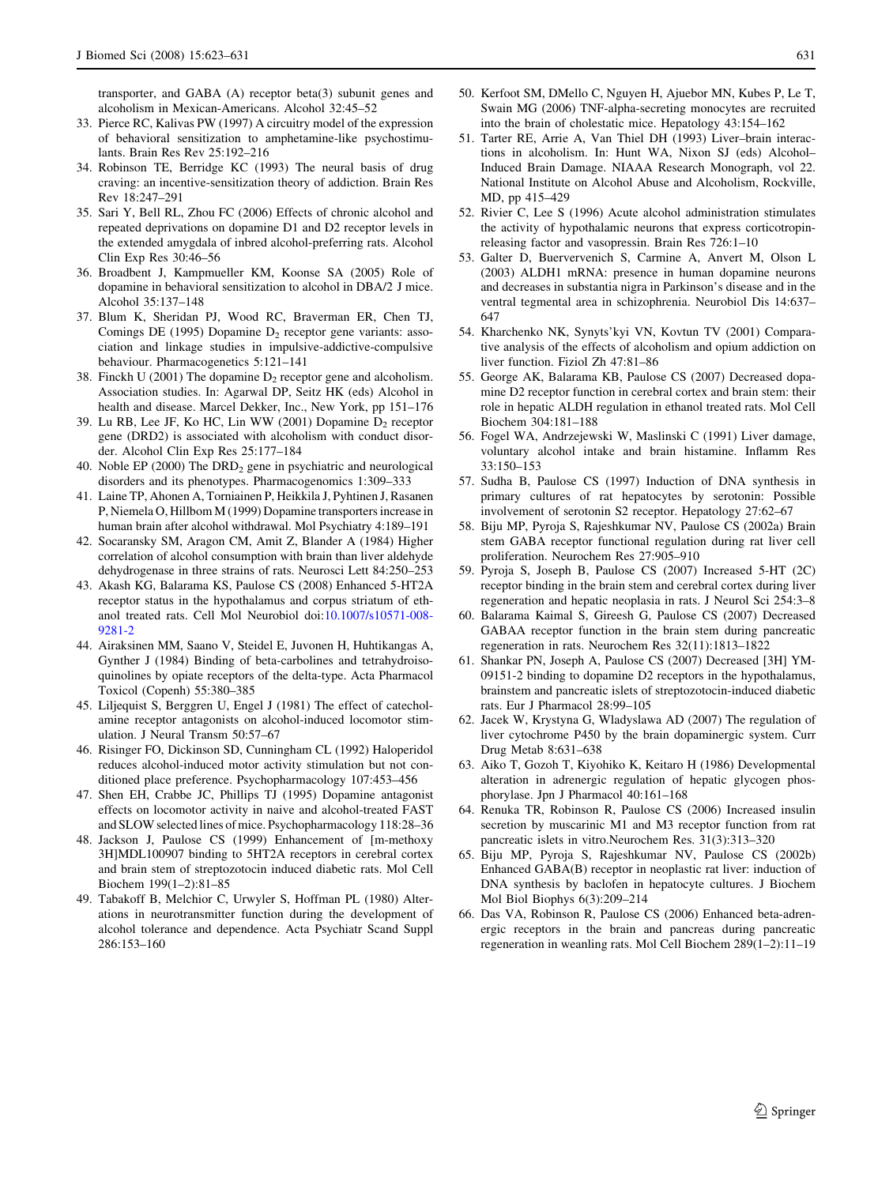transporter, and GABA (A) receptor beta(3) subunit genes and alcoholism in Mexican-Americans. Alcohol 32:45–52

33. Pierce RC, Kalivas PW (1997) A circuitry model of the expression of behavioral sensitization to amphetamine-like psychostimulants. Brain Res Rev 25:192–216
34. Robinson TE, Berridge KC (1993) The neural basis of drug craving: an incentive-sensitization theory of addiction. Brain Res Rev 18:247–291
35. Sari Y, Bell RL, Zhou FC (2006) Effects of chronic alcohol and repeated deprivations on dopamine D1 and D2 receptor levels in the extended amygdala of inbred alcohol-preferring rats. Alcohol Clin Exp Res 30:46–56
36. Broadbent J, Kampmueller KM, Koonse SA (2005) Role of dopamine in behavioral sensitization to alcohol in DBA/2 J mice. Alcohol 35:137–148
37. Blum K, Sheridan PJ, Wood RC, Braverman ER, Chen TJ, Comings DE (1995) Dopamine $D_2$ receptor gene variants: association and linkage studies in impulsive-addictive-compulsive behaviour. Pharmacogenetics 5:121–141
38. Finckh U (2001) The dopamine $D_2$ receptor gene and alcoholism. Association studies. In: Agarwal DP, Seitz HK (eds) Alcohol in health and disease. Marcel Dekker, Inc., New York, pp 151–176
39. Lu RB, Lee JF, Ko HC, Lin WW (2001) Dopamine $D_2$ receptor gene (DRD2) is associated with alcoholism with conduct disorder. Alcohol Clin Exp Res 25:177–184
40. Noble EP (2000) The $DRD_2$ gene in psychiatric and neurological disorders and its phenotypes. Pharmacogenomics 1:309–333
41. Laine TP, Ahonen A, Torniainen P, Heikkila J, Pyhtinen J, Rasanen P, Niemela O, Hillbom M (1999) Dopamine transporters increase in human brain after alcohol withdrawal. Mol Psychiatry 4:189–191
42. Socaransky SM, Aragon CM, Amit Z, Blander A (1984) Higher correlation of alcohol consumption with brain than liver aldehyde dehydrogenase in three strains of rats. Neurosci Lett 84:250–253
43. Akash KG, Balarama KS, Paulose CS (2008) Enhanced 5-HT2A receptor status in the hypothalamus and corpus striatum of ethanol treated rats. Cell Mol Neurobiol doi:10.1007/s10571-008-9281-2
44. Airaksinen MM, Saano V, Steidel E, Juvonen H, Huhtikangas A, Gynther J (1984) Binding of beta-carbolines and tetrahydroisoquinolines by opiate receptors of the delta-type. Acta Pharmacol Toxicol (Copenh) 55:380–385
45. Liljequist S, Berggren U, Engel J (1981) The effect of catecholamine receptor antagonists on alcohol-induced locomotor stimulation. J Neural Transm 50:57–67
46. Risinger FO, Dickinson SD, Cunningham CL (1992) Haloperidol reduces alcohol-induced motor activity stimulation but not conditioned place preference. Psychopharmacology 107:453–456
47. Shen EH, Crabbe JC, Phillips TJ (1995) Dopamine antagonist effects on locomotor activity in naive and alcohol-treated FAST and SLOW selected lines of mice. Psychopharmacology 118:28–36
48. Jackson J, Paulose CS (1999) Enhancement of [m-methoxy 3H]MDL100907 binding to 5HT2A receptors in cerebral cortex and brain stem of streptozotocin induced diabetic rats. Mol Cell Biochem 199(1–2):81–85
49. Tabakoff B, Melchior C, Urwyler S, Hoffman PL (1980) Alterations in neurotransmitter function during the development of alcohol tolerance and dependence. Acta Psychiatr Scand Suppl 286:153–160
50. Kerfoot SM, DMello C, Nguyen H, Ajuebor MN, Kubes P, Le T, Swain MG (2006) TNF-alpha-secreting monocytes are recruited into the brain of cholestatic mice. Hepatology 43:154–162
51. Tarter RE, Arrie A, Van Thiel DH (1993) Liver–brain interactions in alcoholism. In: Hunt WA, Nixon SJ (eds) Alcohol–Induced Brain Damage. NIAAA Research Monograph, vol 22. National Institute on Alcohol Abuse and Alcoholism, Rockville, MD, pp 415–429
52. Rivier C, Lee S (1996) Acute alcohol administration stimulates the activity of hypothalamic neurons that express corticotropin-releasing factor and vasopressin. Brain Res 726:1–10
53. Galter D, Buervervenich S, Carmine A, Anvert M, Olson L (2003) ALDH1 mRNA: presence in human dopamine neurons and decreases in substantia nigra in Parkinson's disease and in the ventral tegmental area in schizophrenia. Neurobiol Dis 14:637–647
54. Kharchenko NK, Synyts'kyi VN, Kovtun TV (2001) Comparative analysis of the effects of alcoholism and opium addiction on liver function. Fiziol Zh 47:81–86
55. George AK, Balarama KB, Paulose CS (2007) Decreased dopamine D2 receptor function in cerebral cortex and brain stem: their role in hepatic ALDH regulation in ethanol treated rats. Mol Cell Biochem 304:181–188
56. Fogel WA, Andrzejewski W, Maslinski C (1991) Liver damage, voluntary alcohol intake and brain histamine. Inflamm Res 33:150–153
57. Sudha B, Paulose CS (1997) Induction of DNA synthesis in primary cultures of rat hepatocytes by serotonin: Possible involvement of serotonin S2 receptor. Hepatology 27:62–67
58. Biju MP, Pyroja S, Rajeshkumar NV, Paulose CS (2002a) Brain stem GABA receptor functional regulation during rat liver cell proliferation. Neurochem Res 27:905–910
59. Pyroja S, Joseph B, Paulose CS (2007) Increased 5-HT (2C) receptor binding in the brain stem and cerebral cortex during liver regeneration and hepatic neoplasia in rats. J Neurol Sci 254:3–8
60. Balarama Kaimal S, Gireesh G, Paulose CS (2007) Decreased GABAA receptor function in the brain stem during pancreatic regeneration in rats. Neurochem Res 32(11):1813–1822
61. Shankar PN, Joseph A, Paulose CS (2007) Decreased [3H] YM-09151-2 binding to dopamine D2 receptors in the hypothalamus, brainstem and pancreatic islets of streptozotocin-induced diabetic rats. Eur J Pharmacol 28:99–105
62. Jacek W, Krystyna G, Wladyslawa AD (2007) The regulation of liver cytochrome P450 by the brain dopaminergic system. Curr Drug Metab 8:631–638
63. Aiko T, Gozoh T, Kiyohiko K, Keitaro H (1986) Developmental alteration in adrenergic regulation of hepatic glycogen phosphorylase. Jpn J Pharmacol 40:161–168
64. Renuka TR, Robinson R, Paulose CS (2006) Increased insulin secretion by muscarinic M1 and M3 receptor function from rat pancreatic islets in vitro.Neurochem Res. 31(3):313–320
65. Biju MP, Pyroja S, Rajeshkumar NV, Paulose CS (2002b) Enhanced GABA(B) receptor in neoplastic rat liver: induction of DNA synthesis by baclofen in hepatocyte cultures. J Biochem Mol Biol Biophys 6(3):209–214
66. Das VA, Robinson R, Paulose CS (2006) Enhanced beta-adrenergic receptors in the brain and pancreas during pancreatic regeneration in weanling rats. Mol Cell Biochem 289(1–2):11–19